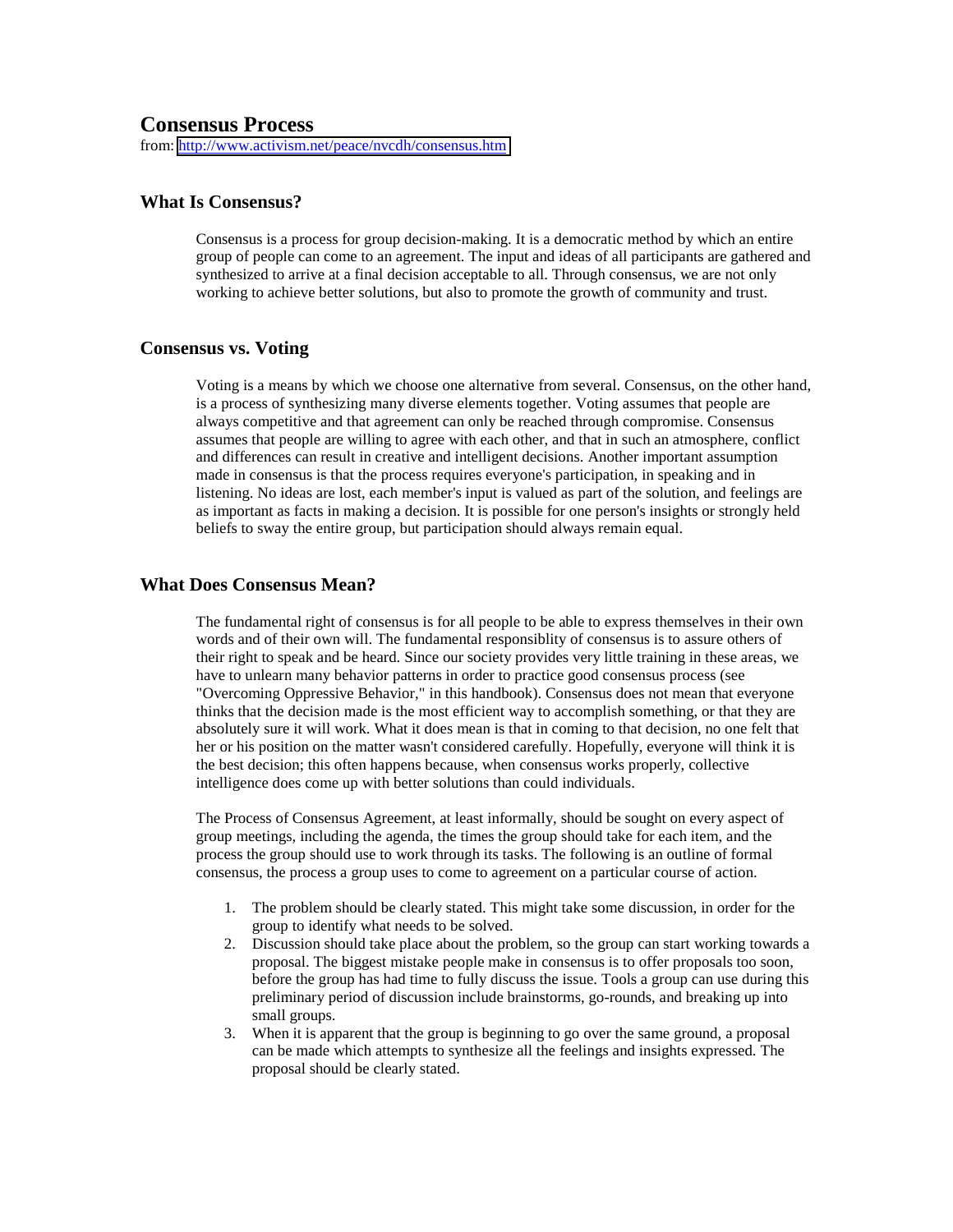# Consensus Process

from: [http://www.activism.net/peace/nvcdh/consensus.htm](http://www.activism.net/peace/nvcdh/consensus.htm)

## What Is Consensus?

Consensus is a process for group decision-making. It is a democratic method by which an entire group of people can come to an agreement. The input and ideas of all participants are gathered and synthesized to arrive at a final decision acceptable to all. Through consensus, we are not only working to achieve better solutions, but also to promote the growth of community and trust.

## Consensus vs. Voting

Voting is a means by which we choose one alternative from several. Consensus, on the other hand, is a process of synthesizing many diverse elements together. Voting assumes that people are always competitive and that agreement can only be reached through compromise. Consensus assumes that people are willing to agree with each other, and that in such an atmosphere, conflict and differences can result in creative and intelligent decisions. Another important assumption made in consensus is that the process requires everyone's participation, in speaking and in listening. No ideas are lost, each member's input is valued as part of the solution, and feelings are as important as facts in making a decision. It is possible for one person's insights or strongly held beliefs to sway the entire group, but participation should always remain equal.

## What Does Consensus Mean?

The fundamental right of consensus is for all people to be able to express themselves in their own words and of their own will. The fundamental responsiblity of consensus is to assure others of their right to speak and be heard. Since our society provides very little training in these areas, we have to unlearn many behavior patterns in order to practice good consensus process (see "Overcoming Oppressive Behavior," in this handbook). Consensus does not mean that everyone thinks that the decision made is the most efficient way to accomplish something, or that they are absolutely sure it will work. What it does mean is that in coming to that decision, no one felt that her or his position on the matter wasn't considered carefully. Hopefully, everyone will think it is the best decision; this often happens because, when consensus works properly, collective intelligence does come up with better solutions than could individuals.

The Process of Consensus Agreement, at least informally, should be sought on every aspect of group meetings, including the agenda, the times the group should take for each item, and the process the group should use to work through its tasks. The following is an outline of formal consensus, the process a group uses to come to agreement on a particular course of action.

1. The problem should be clearly stated. This might take some discussion, in order for the group to identify what needs to be solved.
2. Discussion should take place about the problem, so the group can start working towards a proposal. The biggest mistake people make in consensus is to offer proposals too soon, before the group has had time to fully discuss the issue. Tools a group can use during this preliminary period of discussion include brainstorms, go-rounds, and breaking up into small groups.
3. When it is apparent that the group is beginning to go over the same ground, a proposal can be made which attempts to synthesize all the feelings and insights expressed. The proposal should be clearly stated.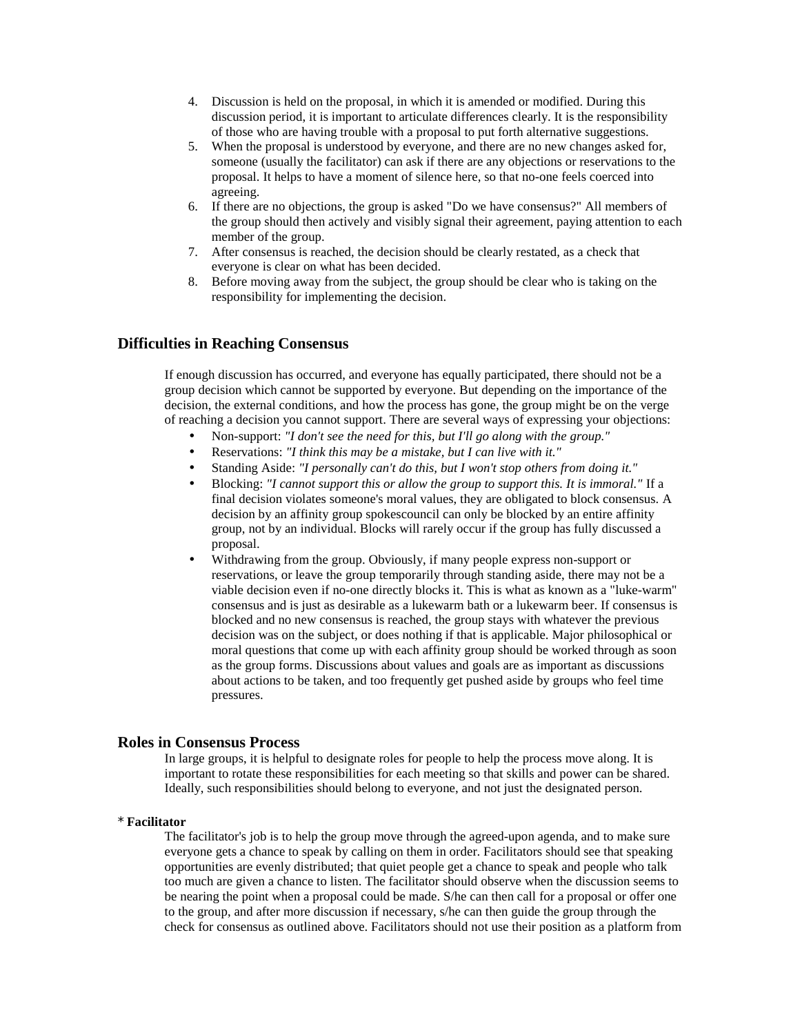4. Discussion is held on the proposal, in which it is amended or modified. During this discussion period, it is important to articulate differences clearly. It is the responsibility of those who are having trouble with a proposal to put forth alternative suggestions.
5. When the proposal is understood by everyone, and there are no new changes asked for, someone (usually the facilitator) can ask if there are any objections or reservations to the proposal. It helps to have a moment of silence here, so that no-one feels coerced into agreeing.
6. If there are no objections, the group is asked "Do we have consensus?" All members of the group should then actively and visibly signal their agreement, paying attention to each member of the group.
7. After consensus is reached, the decision should be clearly restated, as a check that everyone is clear on what has been decided.
8. Before moving away from the subject, the group should be clear who is taking on the responsibility for implementing the decision.

## Difficulties in Reaching Consensus

If enough discussion has occurred, and everyone has equally participated, there should not be a group decision which cannot be supported by everyone. But depending on the importance of the decision, the external conditions, and how the process has gone, the group might be on the verge of reaching a decision you cannot support. There are several ways of expressing your objections:

- Non-support: *"I don't see the need for this, but I'll go along with the group."*
- Reservations: *"I think this may be a mistake, but I can live with it."*
- Standing Aside: *"I personally can't do this, but I won't stop others from doing it."*
- Blocking: *"I cannot support this or allow the group to support this. It is immoral."* If a final decision violates someone's moral values, they are obligated to block consensus. A decision by an affinity group spokescouncil can only be blocked by an entire affinity group, not by an individual. Blocks will rarely occur if the group has fully discussed a proposal.
- Withdrawing from the group. Obviously, if many people express non-support or reservations, or leave the group temporarily through standing aside, there may not be a viable decision even if no-one directly blocks it. This is what as known as a "luke-warm" consensus and is just as desirable as a lukewarm bath or a lukewarm beer. If consensus is blocked and no new consensus is reached, the group stays with whatever the previous decision was on the subject, or does nothing if that is applicable. Major philosophical or moral questions that come up with each affinity group should be worked through as soon as the group forms. Discussions about values and goals are as important as discussions about actions to be taken, and too frequently get pushed aside by groups who feel time pressures.

## Roles in Consensus Process

In large groups, it is helpful to designate roles for people to help the process move along. It is important to rotate these responsibilities for each meeting so that skills and power can be shared. Ideally, such responsibilities should belong to everyone, and not just the designated person.

\* **Facilitator**

The facilitator's job is to help the group move through the agreed-upon agenda, and to make sure everyone gets a chance to speak by calling on them in order. Facilitators should see that speaking opportunities are evenly distributed; that quiet people get a chance to speak and people who talk too much are given a chance to listen. The facilitator should observe when the discussion seems to be nearing the point when a proposal could be made. S/he can then call for a proposal or offer one to the group, and after more discussion if necessary, s/he can then guide the group through the check for consensus as outlined above. Facilitators should not use their position as a platform from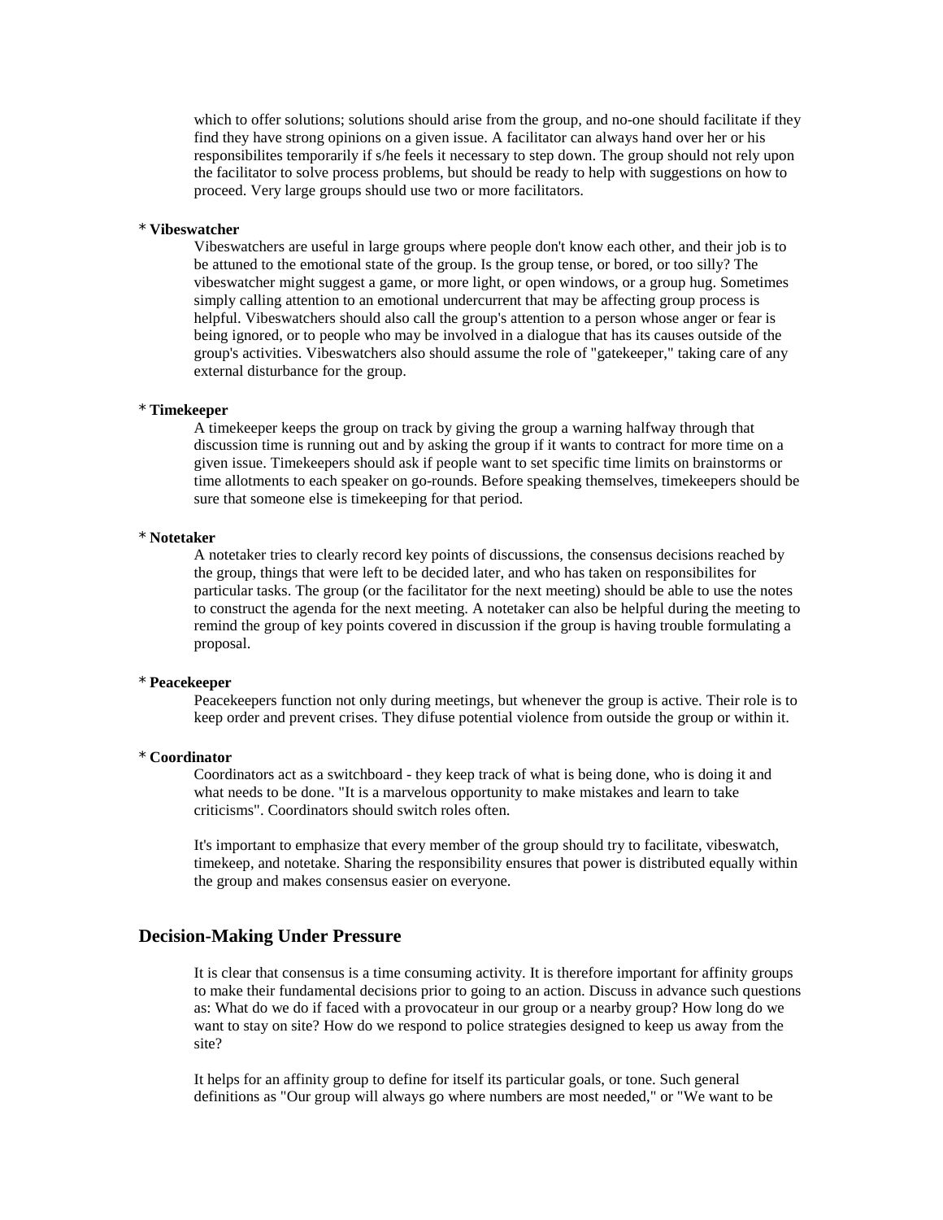which to offer solutions; solutions should arise from the group, and no-one should facilitate if they find they have strong opinions on a given issue. A facilitator can always hand over her or his responsibilites temporarily if s/he feels it necessary to step down. The group should not rely upon the facilitator to solve process problems, but should be ready to help with suggestions on how to proceed. Very large groups should use two or more facilitators.

* **Vibeswatcher**

Vibeswatchers are useful in large groups where people don't know each other, and their job is to be attuned to the emotional state of the group. Is the group tense, or bored, or too silly? The vibeswatcher might suggest a game, or more light, or open windows, or a group hug. Sometimes simply calling attention to an emotional undercurrent that may be affecting group process is helpful. Vibeswatchers should also call the group's attention to a person whose anger or fear is being ignored, or to people who may be involved in a dialogue that has its causes outside of the group's activities. Vibeswatchers also should assume the role of "gatekeeper," taking care of any external disturbance for the group.

* **Timekeeper**

A timekeeper keeps the group on track by giving the group a warning halfway through that discussion time is running out and by asking the group if it wants to contract for more time on a given issue. Timekeepers should ask if people want to set specific time limits on brainstorms or time allotments to each speaker on go-rounds. Before speaking themselves, timekeepers should be sure that someone else is timekeeping for that period.

* **Notetaker**

A notetaker tries to clearly record key points of discussions, the consensus decisions reached by the group, things that were left to be decided later, and who has taken on responsibilites for particular tasks. The group (or the facilitator for the next meeting) should be able to use the notes to construct the agenda for the next meeting. A notetaker can also be helpful during the meeting to remind the group of key points covered in discussion if the group is having trouble formulating a proposal.

* **Peacekeeper**

Peacekeepers function not only during meetings, but whenever the group is active. Their role is to keep order and prevent crises. They difuse potential violence from outside the group or within it.

* **Coordinator**

Coordinators act as a switchboard - they keep track of what is being done, who is doing it and what needs to be done. "It is a marvelous opportunity to make mistakes and learn to take criticisms". Coordinators should switch roles often.

It's important to emphasize that every member of the group should try to facilitate, vibeswatch, timekeep, and notetake. Sharing the responsibility ensures that power is distributed equally within the group and makes consensus easier on everyone.

## Decision-Making Under Pressure

It is clear that consensus is a time consuming activity. It is therefore important for affinity groups to make their fundamental decisions prior to going to an action. Discuss in advance such questions as: What do we do if faced with a provocateur in our group or a nearby group? How long do we want to stay on site? How do we respond to police strategies designed to keep us away from the site?

It helps for an affinity group to define for itself its particular goals, or tone. Such general definitions as "Our group will always go where numbers are most needed," or "We want to be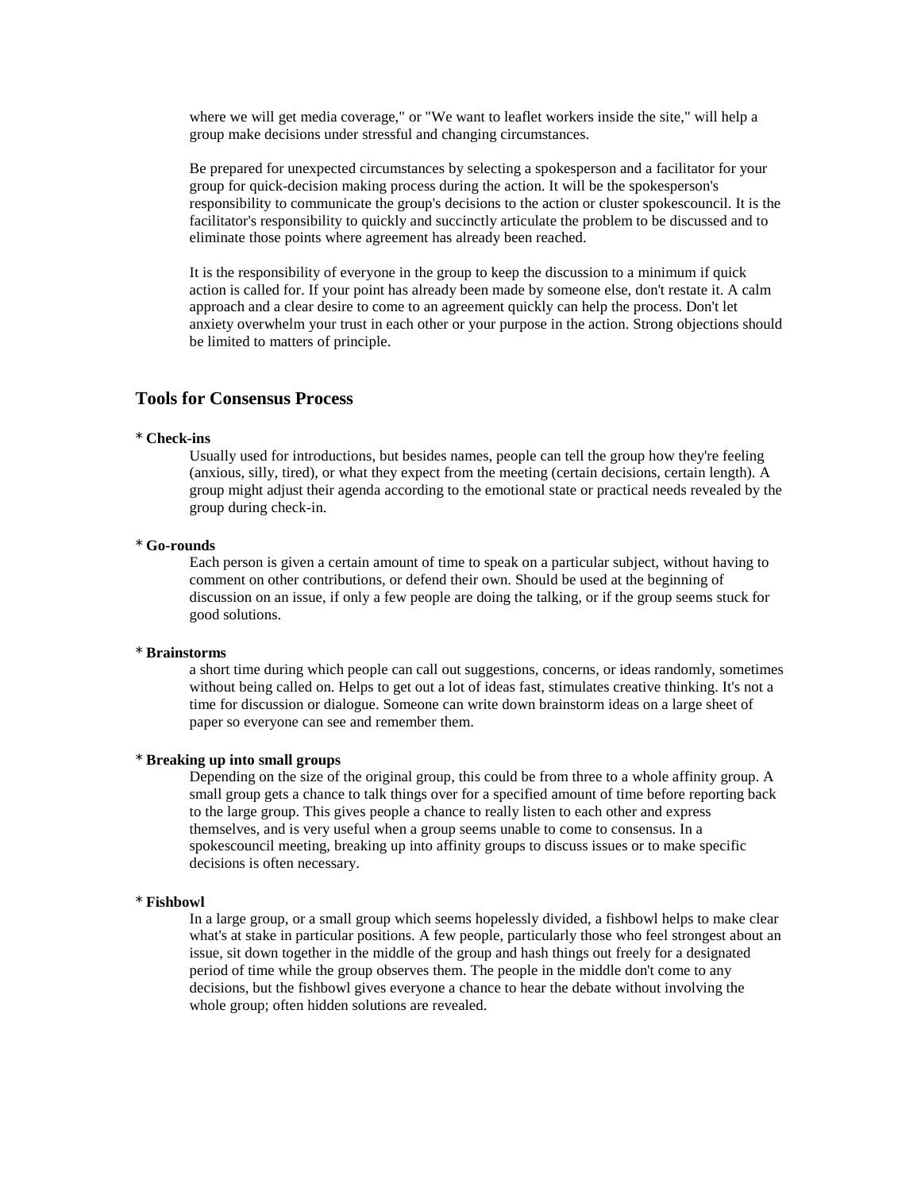where we will get media coverage," or "We want to leaflet workers inside the site," will help a group make decisions under stressful and changing circumstances.

Be prepared for unexpected circumstances by selecting a spokesperson and a facilitator for your group for quick-decision making process during the action. It will be the spokesperson's responsibility to communicate the group's decisions to the action or cluster spokescouncil. It is the facilitator's responsibility to quickly and succinctly articulate the problem to be discussed and to eliminate those points where agreement has already been reached.

It is the responsibility of everyone in the group to keep the discussion to a minimum if quick action is called for. If your point has already been made by someone else, don't restate it. A calm approach and a clear desire to come to an agreement quickly can help the process. Don't let anxiety overwhelm your trust in each other or your purpose in the action. Strong objections should be limited to matters of principle.

## Tools for Consensus Process

* **Check-ins**

Usually used for introductions, but besides names, people can tell the group how they're feeling (anxious, silly, tired), or what they expect from the meeting (certain decisions, certain length). A group might adjust their agenda according to the emotional state or practical needs revealed by the group during check-in.

* **Go-rounds**

Each person is given a certain amount of time to speak on a particular subject, without having to comment on other contributions, or defend their own. Should be used at the beginning of discussion on an issue, if only a few people are doing the talking, or if the group seems stuck for good solutions.

* **Brainstorms**

a short time during which people can call out suggestions, concerns, or ideas randomly, sometimes without being called on. Helps to get out a lot of ideas fast, stimulates creative thinking. It's not a time for discussion or dialogue. Someone can write down brainstorm ideas on a large sheet of paper so everyone can see and remember them.

* **Breaking up into small groups**

Depending on the size of the original group, this could be from three to a whole affinity group. A small group gets a chance to talk things over for a specified amount of time before reporting back to the large group. This gives people a chance to really listen to each other and express themselves, and is very useful when a group seems unable to come to consensus. In a spokescouncil meeting, breaking up into affinity groups to discuss issues or to make specific decisions is often necessary.

* **Fishbowl**

In a large group, or a small group which seems hopelessly divided, a fishbowl helps to make clear what's at stake in particular positions. A few people, particularly those who feel strongest about an issue, sit down together in the middle of the group and hash things out freely for a designated period of time while the group observes them. The people in the middle don't come to any decisions, but the fishbowl gives everyone a chance to hear the debate without involving the whole group; often hidden solutions are revealed.